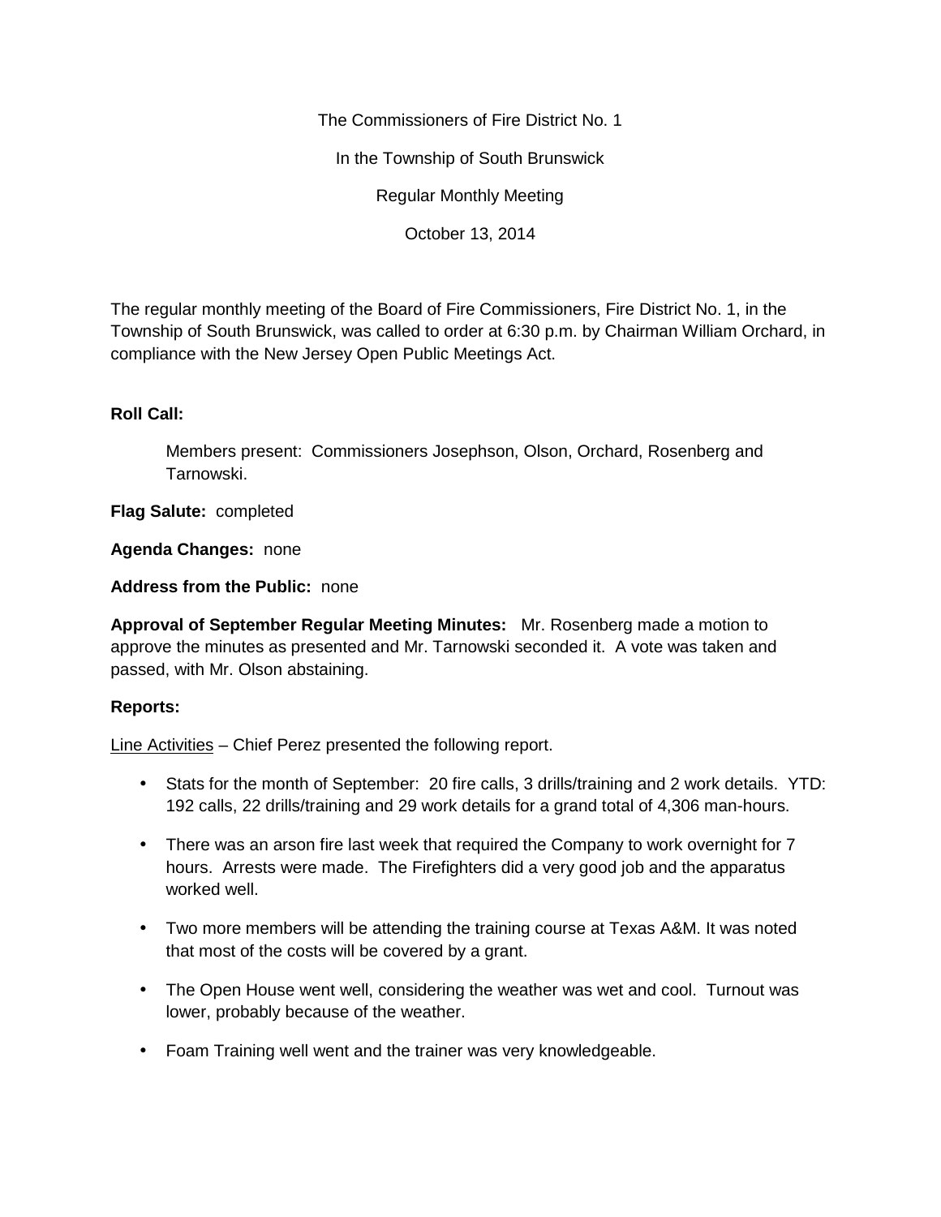The Commissioners of Fire District No. 1

In the Township of South Brunswick

Regular Monthly Meeting

October 13, 2014

The regular monthly meeting of the Board of Fire Commissioners, Fire District No. 1, in the Township of South Brunswick, was called to order at 6:30 p.m. by Chairman William Orchard, in compliance with the New Jersey Open Public Meetings Act.

**Roll Call:**

Members present: Commissioners Josephson, Olson, Orchard, Rosenberg and Tarnowski.

**Flag Salute:** completed

**Agenda Changes:** none

**Address from the Public:** none

**Approval of September Regular Meeting Minutes:** Mr. Rosenberg made a motion to approve the minutes as presented and Mr. Tarnowski seconded it. A vote was taken and passed, with Mr. Olson abstaining.

**Reports:**

Line Activities – Chief Perez presented the following report.

- Stats for the month of September: 20 fire calls, 3 drills/training and 2 work details. YTD: 192 calls, 22 drills/training and 29 work details for a grand total of 4,306 man-hours.
- There was an arson fire last week that required the Company to work overnight for 7 hours. Arrests were made. The Firefighters did a very good job and the apparatus worked well.
- Two more members will be attending the training course at Texas A&M. It was noted that most of the costs will be covered by a grant.
- The Open House went well, considering the weather was wet and cool. Turnout was lower, probably because of the weather.
- Foam Training well went and the trainer was very knowledgeable.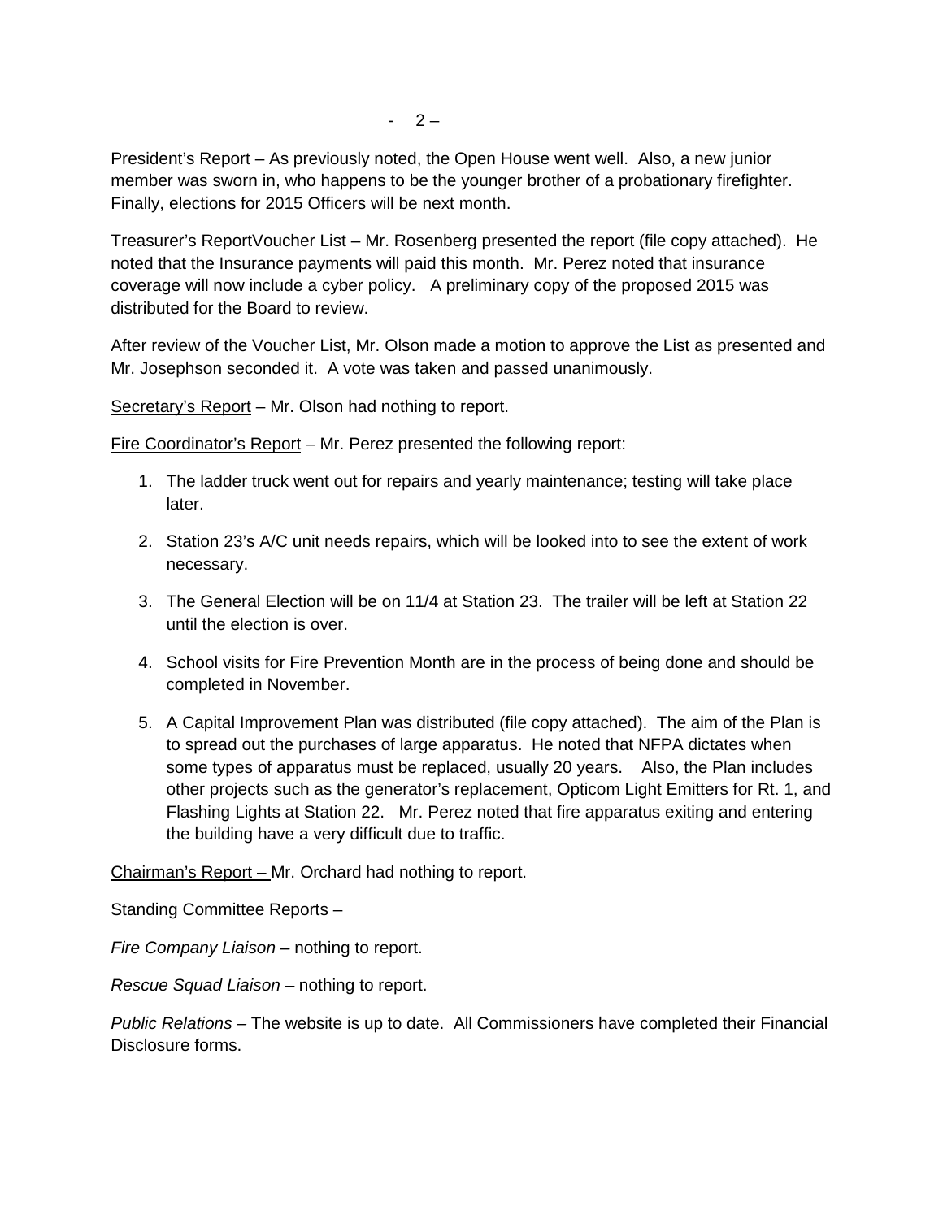President's Report – As previously noted, the Open House went well. Also, a new junior member was sworn in, who happens to be the younger brother of a probationary firefighter. Finally, elections for 2015 Officers will be next month.

Treasurer's ReportVoucher List – Mr. Rosenberg presented the report (file copy attached). He noted that the Insurance payments will paid this month. Mr. Perez noted that insurance coverage will now include a cyber policy. A preliminary copy of the proposed 2015 was distributed for the Board to review.

After review of the Voucher List, Mr. Olson made a motion to approve the List as presented and Mr. Josephson seconded it. A vote was taken and passed unanimously.

Secretary's Report – Mr. Olson had nothing to report.

Fire Coordinator's Report – Mr. Perez presented the following report:

1. The ladder truck went out for repairs and yearly maintenance; testing will take place later.
2. Station 23's A/C unit needs repairs, which will be looked into to see the extent of work necessary.
3. The General Election will be on 11/4 at Station 23. The trailer will be left at Station 22 until the election is over.
4. School visits for Fire Prevention Month are in the process of being done and should be completed in November.
5. A Capital Improvement Plan was distributed (file copy attached). The aim of the Plan is to spread out the purchases of large apparatus. He noted that NFPA dictates when some types of apparatus must be replaced, usually 20 years. Also, the Plan includes other projects such as the generator's replacement, Opticom Light Emitters for Rt. 1, and Flashing Lights at Station 22. Mr. Perez noted that fire apparatus exiting and entering the building have a very difficult due to traffic.

Chairman's Report – Mr. Orchard had nothing to report.

Standing Committee Reports –

*Fire Company Liaison* – nothing to report.

*Rescue Squad Liaison* – nothing to report.

*Public Relations* – The website is up to date. All Commissioners have completed their Financial Disclosure forms.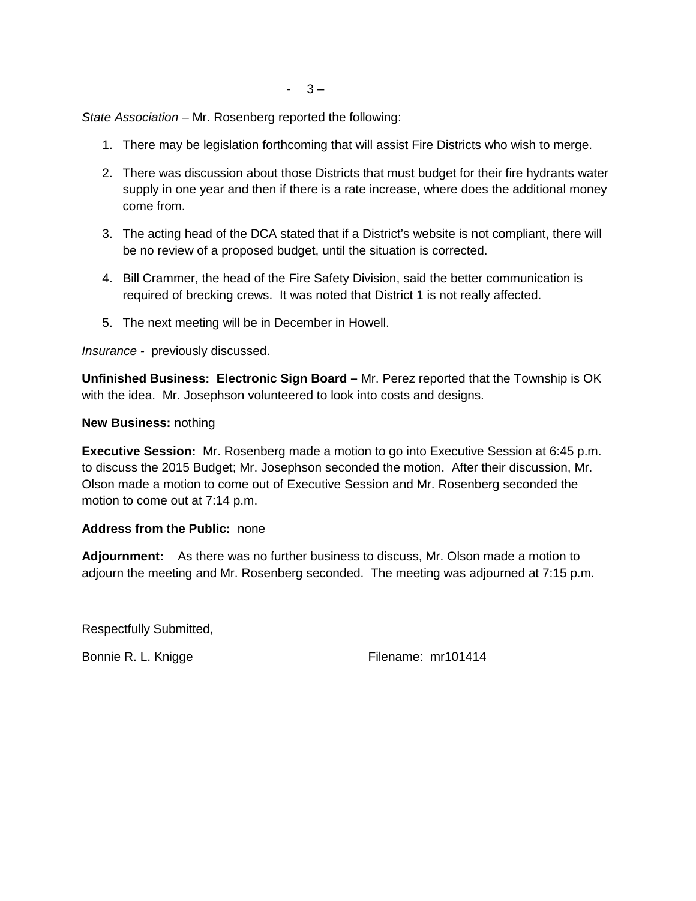*State Association* – Mr. Rosenberg reported the following:

1. There may be legislation forthcoming that will assist Fire Districts who wish to merge.

2. There was discussion about those Districts that must budget for their fire hydrants water supply in one year and then if there is a rate increase, where does the additional money come from.

3. The acting head of the DCA stated that if a District's website is not compliant, there will be no review of a proposed budget, until the situation is corrected.

4. Bill Crammer, the head of the Fire Safety Division, said the better communication is required of brecking crews. It was noted that District 1 is not really affected.

5. The next meeting will be in December in Howell.

*Insurance* - previously discussed.

**Unfinished Business: Electronic Sign Board –** Mr. Perez reported that the Township is OK with the idea. Mr. Josephson volunteered to look into costs and designs.

**New Business:** nothing

**Executive Session:** Mr. Rosenberg made a motion to go into Executive Session at 6:45 p.m. to discuss the 2015 Budget; Mr. Josephson seconded the motion. After their discussion, Mr. Olson made a motion to come out of Executive Session and Mr. Rosenberg seconded the motion to come out at 7:14 p.m.

**Address from the Public:** none

**Adjournment:** As there was no further business to discuss, Mr. Olson made a motion to adjourn the meeting and Mr. Rosenberg seconded. The meeting was adjourned at 7:15 p.m.

Respectfully Submitted,

Bonnie R. L. Knigge                                        Filename: mr101414